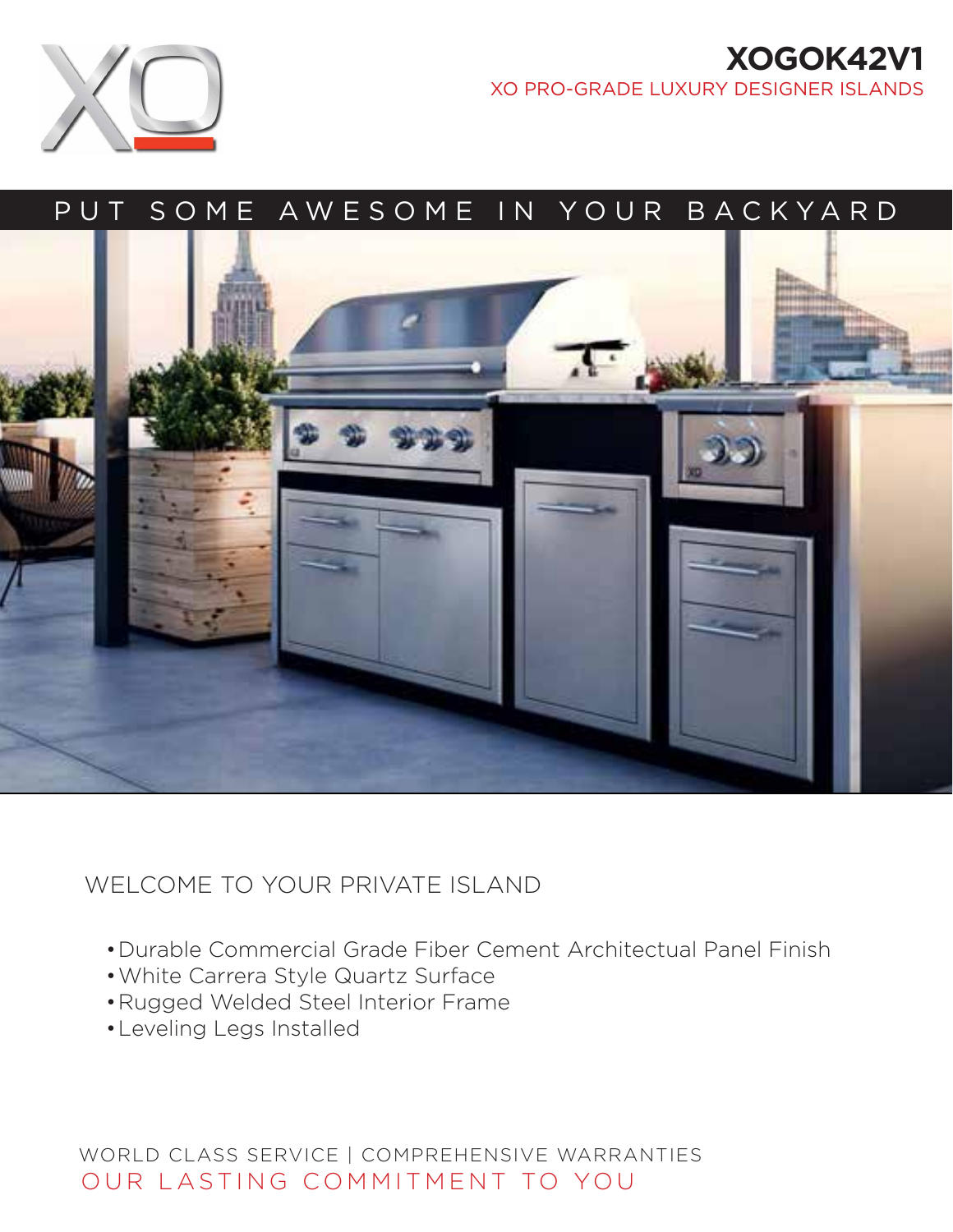# XOGOK42V1

XO PRO-GRADE LUXURY DESIGNER ISLANDS

## PUT SOME AWESOME IN YOUR BACKYARD

### WELCOME TO YOUR PRIVATE ISLAND

- Durable Commercial Grade Fiber Cement Architectual Panel Finish
- White Carrera Style Quartz Surface
- Rugged Welded Steel Interior Frame
- Leveling Legs Installed

WORLD CLASS SERVICE | COMPREHENSIVE WARRANTIES

OUR LASTING COMMITMENT TO YOU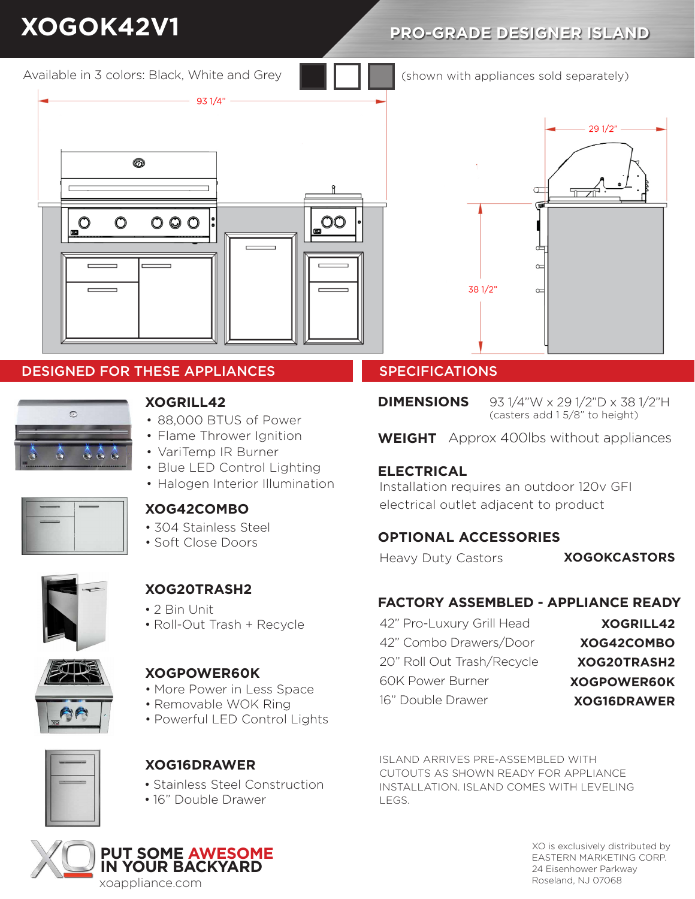# XOGOK42V1

## PRO-GRADE DESIGNER ISLAND

Available in 3 colors: Black, White and Grey (shown with appliances sold separately)

93 1/4"

29 1/2"

38 1/2"

## DESIGNED FOR THESE APPLIANCES

### XOGRILL42
- 88,000 BTUS of Power
- Flame Thrower Ignition
- VariTemp IR Burner
- Blue LED Control Lighting
- Halogen Interior Illumination

### XOG42COMBO
- 304 Stainless Steel
- Soft Close Doors

### XOG20TRASH2
- 2 Bin Unit
- Roll-Out Trash + Recycle

### XOGPOWER60K
- More Power in Less Space
- Removable WOK Ring
- Powerful LED Control Lights

### XOG16DRAWER
- Stainless Steel Construction
- 16" Double Drawer

## SPECIFICATIONS

**DIMENSIONS** 93 1/4"W x 29 1/2"D x 38 1/2"H
(casters add 1 5/8" to height)

**WEIGHT** Approx 400lbs without appliances

**ELECTRICAL**
Installation requires an outdoor 120v GFI electrical outlet adjacent to product

**OPTIONAL ACCESSORIES**

| | |
|---|---|
| Heavy Duty Castors | **XOGOKCASTORS** |

**FACTORY ASSEMBLED - APPLIANCE READY**

| | |
|---|---|
| 42" Pro-Luxury Grill Head | **XOGRILL42** |
| 42" Combo Drawers/Door | **XOG42COMBO** |
| 20" Roll Out Trash/Recycle | **XOG20TRASH2** |
| 60K Power Burner | **XOGPOWER60K** |
| 16" Double Drawer | **XOG16DRAWER** |

ISLAND ARRIVES PRE-ASSEMBLED WITH CUTOUTS AS SHOWN READY FOR APPLIANCE INSTALLATION. ISLAND COMES WITH LEVELING LEGS.

**PUT SOME AWESOME IN YOUR BACKYARD**
xoappliance.com

XO is exclusively distributed by
EASTERN MARKETING CORP.
24 Eisenhower Parkway
Roseland, NJ 07068